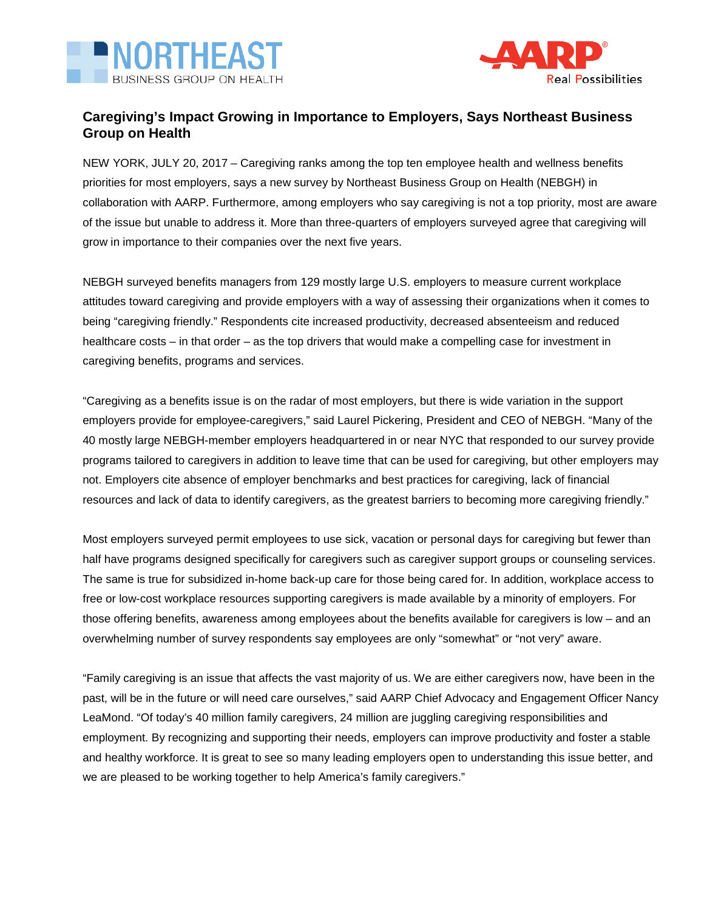NORTHEAST BUSINESS GROUP ON HEALTH

AARP Real Possibilities

# Caregiving's Impact Growing in Importance to Employers, Says Northeast Business Group on Health

NEW YORK, JULY 20, 2017 – Caregiving ranks among the top ten employee health and wellness benefits priorities for most employers, says a new survey by Northeast Business Group on Health (NEBGH) in collaboration with AARP. Furthermore, among employers who say caregiving is not a top priority, most are aware of the issue but unable to address it. More than three-quarters of employers surveyed agree that caregiving will grow in importance to their companies over the next five years.

NEBGH surveyed benefits managers from 129 mostly large U.S. employers to measure current workplace attitudes toward caregiving and provide employers with a way of assessing their organizations when it comes to being "caregiving friendly." Respondents cite increased productivity, decreased absenteeism and reduced healthcare costs – in that order – as the top drivers that would make a compelling case for investment in caregiving benefits, programs and services.

"Caregiving as a benefits issue is on the radar of most employers, but there is wide variation in the support employers provide for employee-caregivers," said Laurel Pickering, President and CEO of NEBGH. "Many of the 40 mostly large NEBGH-member employers headquartered in or near NYC that responded to our survey provide programs tailored to caregivers in addition to leave time that can be used for caregiving, but other employers may not. Employers cite absence of employer benchmarks and best practices for caregiving, lack of financial resources and lack of data to identify caregivers, as the greatest barriers to becoming more caregiving friendly."

Most employers surveyed permit employees to use sick, vacation or personal days for caregiving but fewer than half have programs designed specifically for caregivers such as caregiver support groups or counseling services. The same is true for subsidized in-home back-up care for those being cared for. In addition, workplace access to free or low-cost workplace resources supporting caregivers is made available by a minority of employers. For those offering benefits, awareness among employees about the benefits available for caregivers is low – and an overwhelming number of survey respondents say employees are only "somewhat" or "not very" aware.

"Family caregiving is an issue that affects the vast majority of us. We are either caregivers now, have been in the past, will be in the future or will need care ourselves," said AARP Chief Advocacy and Engagement Officer Nancy LeaMond. "Of today's 40 million family caregivers, 24 million are juggling caregiving responsibilities and employment. By recognizing and supporting their needs, employers can improve productivity and foster a stable and healthy workforce. It is great to see so many leading employers open to understanding this issue better, and we are pleased to be working together to help America's family caregivers."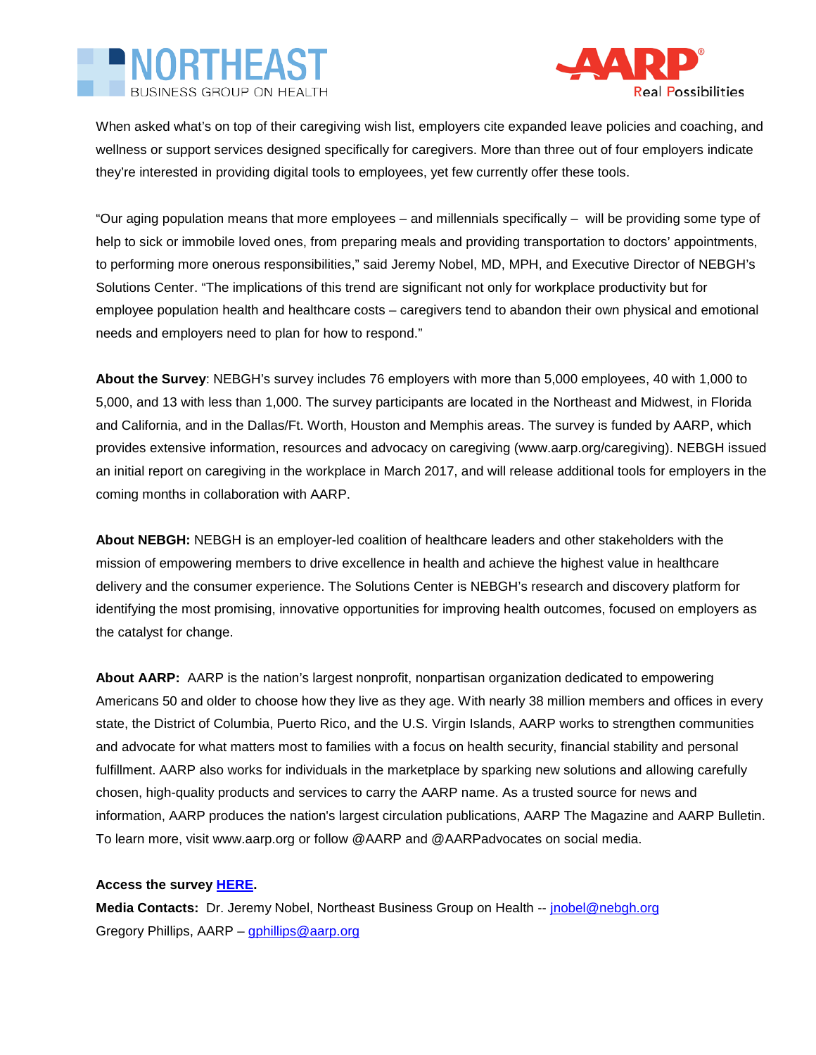When asked what's on top of their caregiving wish list, employers cite expanded leave policies and coaching, and wellness or support services designed specifically for caregivers. More than three out of four employers indicate they're interested in providing digital tools to employees, yet few currently offer these tools.

"Our aging population means that more employees – and millennials specifically – will be providing some type of help to sick or immobile loved ones, from preparing meals and providing transportation to doctors' appointments, to performing more onerous responsibilities," said Jeremy Nobel, MD, MPH, and Executive Director of NEBGH's Solutions Center. "The implications of this trend are significant not only for workplace productivity but for employee population health and healthcare costs – caregivers tend to abandon their own physical and emotional needs and employers need to plan for how to respond."

**About the Survey**: NEBGH's survey includes 76 employers with more than 5,000 employees, 40 with 1,000 to 5,000, and 13 with less than 1,000. The survey participants are located in the Northeast and Midwest, in Florida and California, and in the Dallas/Ft. Worth, Houston and Memphis areas. The survey is funded by AARP, which provides extensive information, resources and advocacy on caregiving (www.aarp.org/caregiving). NEBGH issued an initial report on caregiving in the workplace in March 2017, and will release additional tools for employers in the coming months in collaboration with AARP.

**About NEBGH:** NEBGH is an employer-led coalition of healthcare leaders and other stakeholders with the mission of empowering members to drive excellence in health and achieve the highest value in healthcare delivery and the consumer experience. The Solutions Center is NEBGH's research and discovery platform for identifying the most promising, innovative opportunities for improving health outcomes, focused on employers as the catalyst for change.

**About AARP:** AARP is the nation's largest nonprofit, nonpartisan organization dedicated to empowering Americans 50 and older to choose how they live as they age. With nearly 38 million members and offices in every state, the District of Columbia, Puerto Rico, and the U.S. Virgin Islands, AARP works to strengthen communities and advocate for what matters most to families with a focus on health security, financial stability and personal fulfillment. AARP also works for individuals in the marketplace by sparking new solutions and allowing carefully chosen, high-quality products and services to carry the AARP name. As a trusted source for news and information, AARP produces the nation's largest circulation publications, AARP The Magazine and AARP Bulletin. To learn more, visit www.aarp.org or follow @AARP and @AARPadvocates on social media.

**Access the survey HERE.**

**Media Contacts:** Dr. Jeremy Nobel, Northeast Business Group on Health -- jnobel@nebgh.org
Gregory Phillips, AARP – gphillips@aarp.org